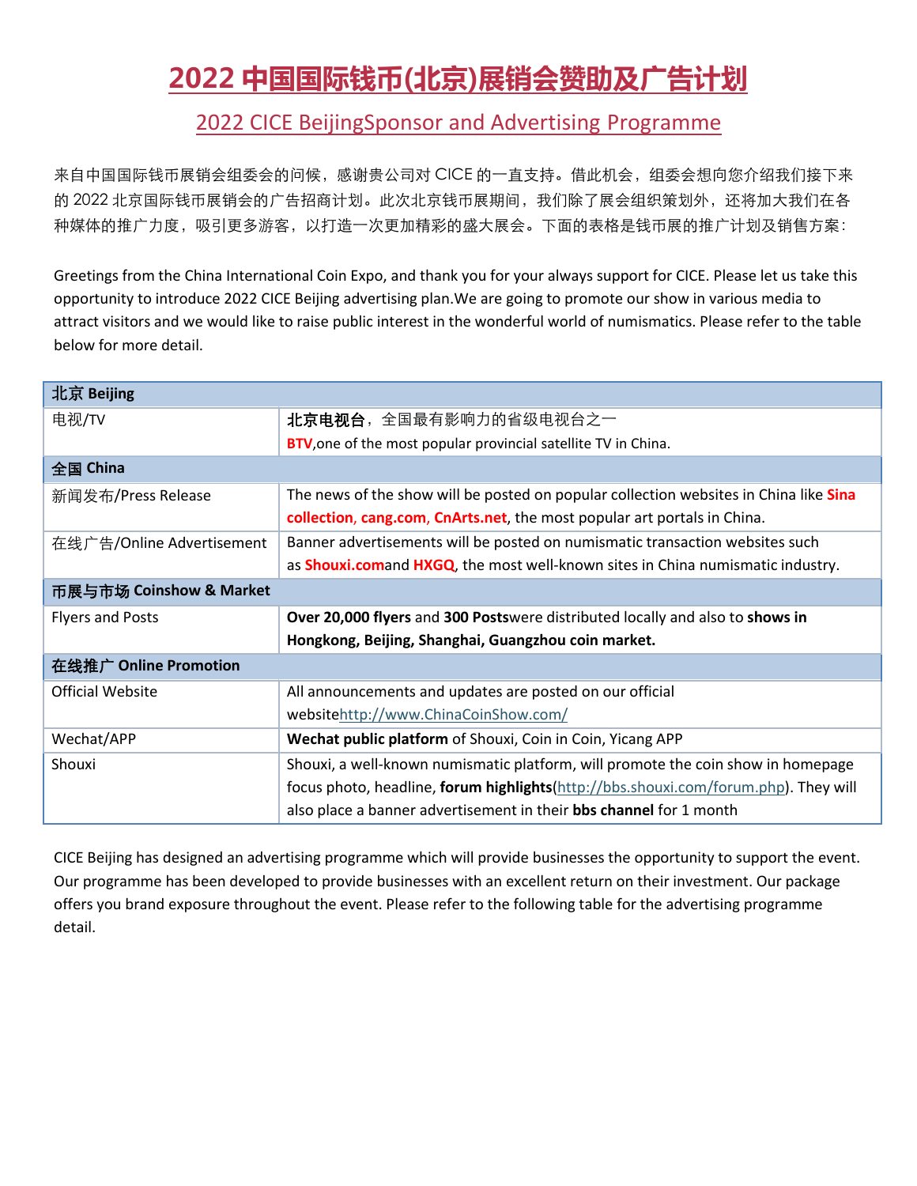# 2022 中国国际钱币(北京)展销会赞助及广告计划

## 2022 CICE BeijingSponsor and Advertising Programme

来自中国国际钱币展销会组委会的问候，感谢贵公司对 CICE 的一直支持。借此机会，组委会想向您介绍我们接下来的 2022 北京国际钱币展销会的广告招商计划。此次北京钱币展期间，我们除了展会组织策划外，还将加大我们在各种媒体的推广力度，吸引更多游客，以打造一次更加精彩的盛大展会。下面的表格是钱币展的推广计划及销售方案：

Greetings from the China International Coin Expo, and thank you for your always support for CICE. Please let us take this opportunity to introduce 2022 CICE Beijing advertising plan.We are going to promote our show in various media to attract visitors and we would like to raise public interest in the wonderful world of numismatics. Please refer to the table below for more detail.

| **北京 Beijing** | |
|---|---|
| 电视/TV | **北京电视台**，全国最有影响力的省级电视台之一<br>**BTV**,one of the most popular provincial satellite TV in China. |
| **全国 China** | |
| 新闻发布/Press Release | The news of the show will be posted on popular collection websites in China like **Sina collection, cang.com, CnArts.net**, the most popular art portals in China. |
| 在线广告/Online Advertisement | Banner advertisements will be posted on numismatic transaction websites such as **Shouxi.com**and **HXGQ**, the most well-known sites in China numismatic industry. |
| **币展与市场 Coinshow & Market** | |
| Flyers and Posts | **Over 20,000 flyers** and **300 Posts**were distributed locally and also to **shows in Hongkong, Beijing, Shanghai, Guangzhou coin market.** |
| **在线推广 Online Promotion** | |
| Official Website | All announcements and updates are posted on our official websitehttp://www.ChinaCoinShow.com/ |
| Wechat/APP | **Wechat public platform** of Shouxi, Coin in Coin, Yicang APP |
| Shouxi | Shouxi, a well-known numismatic platform, will promote the coin show in homepage focus photo, headline, **forum highlights**(http://bbs.shouxi.com/forum.php). They will also place a banner advertisement in their **bbs channel** for 1 month |

CICE Beijing has designed an advertising programme which will provide businesses the opportunity to support the event. Our programme has been developed to provide businesses with an excellent return on their investment. Our package offers you brand exposure throughout the event. Please refer to the following table for the advertising programme detail.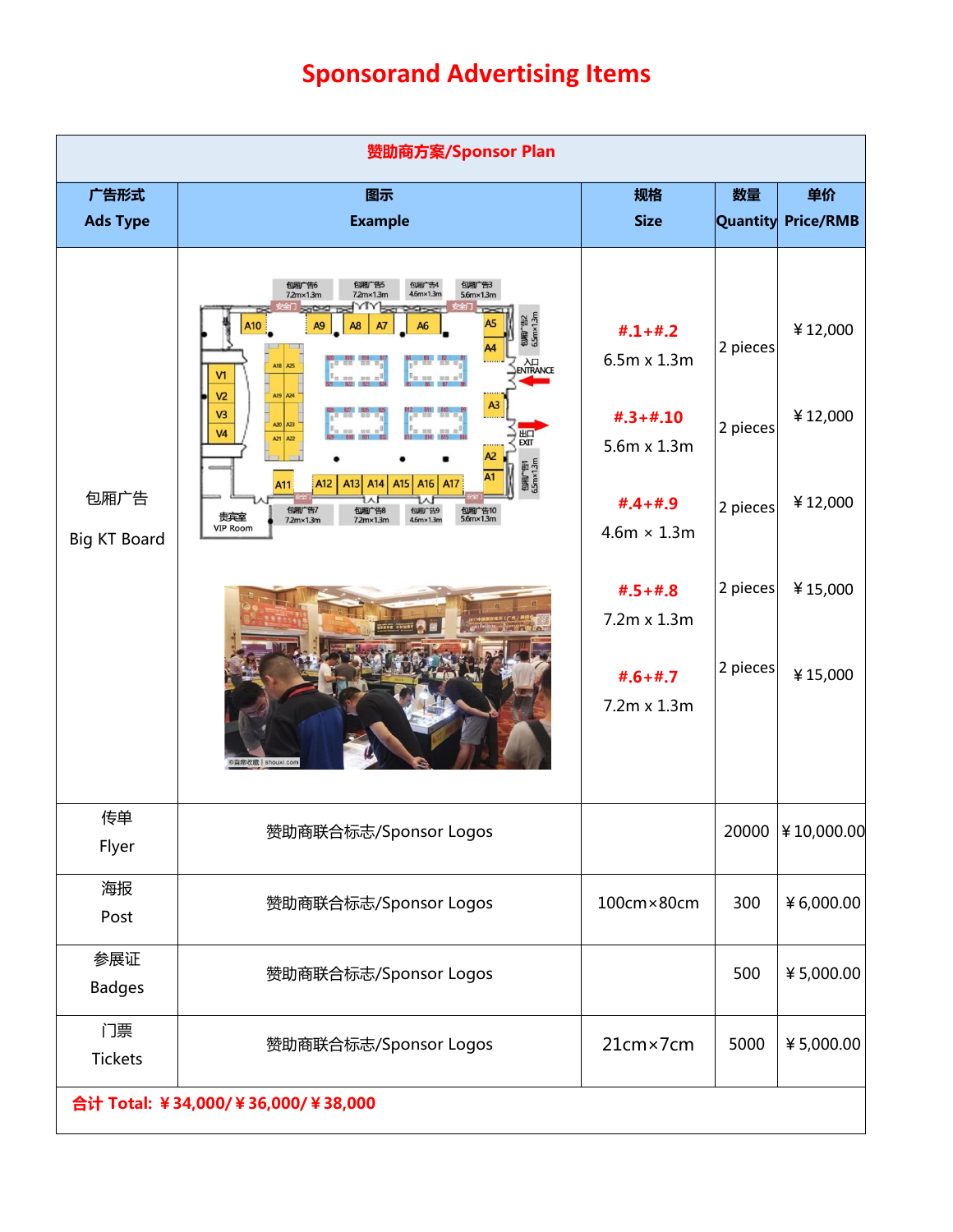# Sponsorand Advertising Items

| 赞助商方案/Sponsor Plan | | | | |
|---|---|---|---|---|
| 广告形式<br>Ads Type | 图示<br>Example | 规格<br>Size | 数量<br>Quantity | 单价<br>Price/RMB |
| 包厢广告<br><br>Big KT Board | | #.1+#.2<br>6.5m x 1.3m<br><br>#.3+#.10<br>5.6m x 1.3m<br><br>#.4+#.9<br>4.6m × 1.3m<br><br>#.5+#.8<br>7.2m x 1.3m<br><br>#.6+#.7<br>7.2m x 1.3m | 2 pieces<br><br>2 pieces<br><br>2 pieces<br><br>2 pieces<br><br>2 pieces | ￥12,000<br><br>￥12,000<br><br>￥12,000<br><br>￥15,000<br><br>￥15,000 |
| 传单<br>Flyer | 赞助商联合标志/Sponsor Logos | | 20000 | ￥10,000.00 |
| 海报<br>Post | 赞助商联合标志/Sponsor Logos | 100cm×80cm | 300 | ￥6,000.00 |
| 参展证<br>Badges | 赞助商联合标志/Sponsor Logos | | 500 | ￥5,000.00 |
| 门票<br>Tickets | 赞助商联合标志/Sponsor Logos | 21cm×7cm | 5000 | ￥5,000.00 |
| 合计 Total: ￥34,000/￥36,000/￥38,000 | | | | |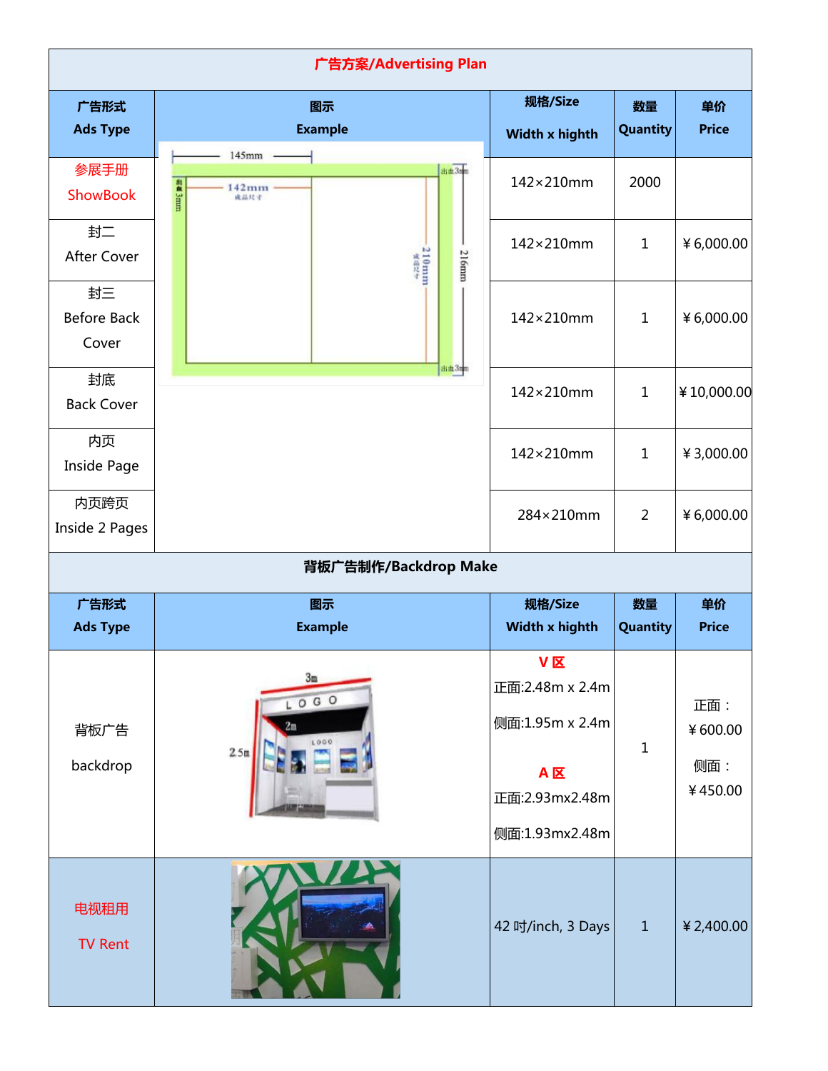## 广告方案/Advertising Plan

| 广告形式 Ads Type | 图示 Example | 规格/Size Width x hight | 数量 Quantity | 单价 Price |
|---|---|---|---|---|
| 参展手册 ShowBook | | 142×210mm | 2000 | |
| 封二 After Cover | | 142×210mm | 1 | ￥6,000.00 |
| 封三 Before Back Cover | | 142×210mm | 1 | ￥6,000.00 |
| 封底 Back Cover | | 142×210mm | 1 | ￥10,000.00 |
| 内页 Inside Page | | 142×210mm | 1 | ￥3,000.00 |
| 内页跨页 Inside 2 Pages | | 284×210mm | 2 | ￥6,000.00 |

## 背板广告制作/Backdrop Make

| 广告形式 Ads Type | 图示 Example | 规格/Size Width x hight | 数量 Quantity | 单价 Price |
|---|---|---|---|---|
| 背板广告 backdrop | | **V 区** 正面:2.48m x 2.4m 侧面:1.95m x 2.4m **A 区** 正面:2.93mx2.48m 侧面:1.93mx2.48m | 1 | 正面：￥600.00 侧面：￥450.00 |
| 电视租用 TV Rent | | 42 吋/inch, 3 Days | 1 | ￥2,400.00 |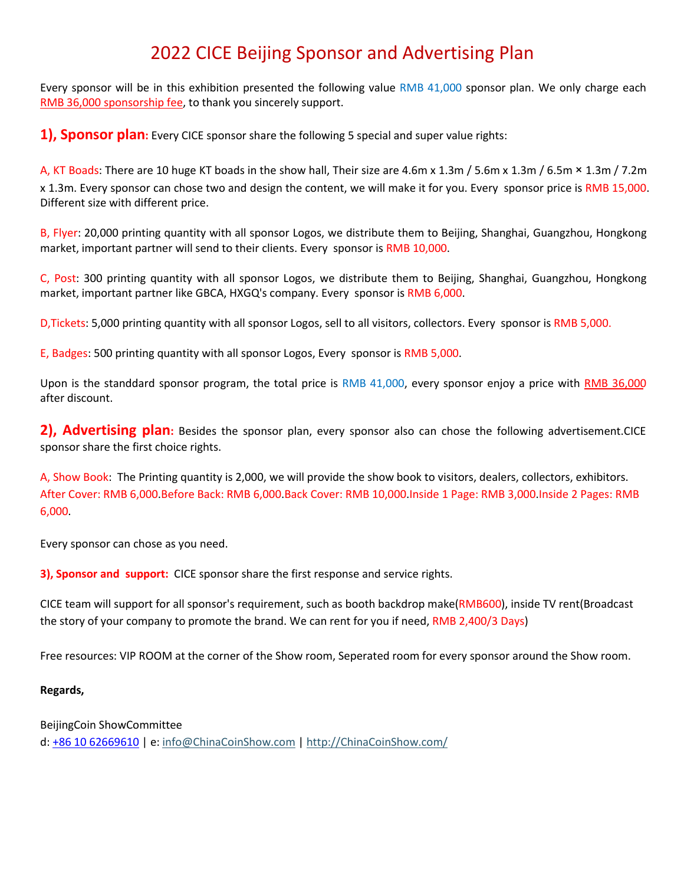// 2022 CICE Beijing Sponsor and Advertising Plan

# 2022 CICE Beijing Sponsor and Advertising Plan

Every sponsor will be in this exhibition presented the following value RMB 41,000 sponsor plan. We only charge each RMB 36,000 sponsorship fee, to thank you sincerely support.

**1), Sponsor plan:** Every CICE sponsor share the following 5 special and super value rights:

A, KT Boads: There are 10 huge KT boads in the show hall, Their size are 4.6m x 1.3m / 5.6m x 1.3m / 6.5m × 1.3m / 7.2m x 1.3m. Every sponsor can chose two and design the content, we will make it for you. Every sponsor price is RMB 15,000. Different size with different price.

B, Flyer: 20,000 printing quantity with all sponsor Logos, we distribute them to Beijing, Shanghai, Guangzhou, Hongkong market, important partner will send to their clients. Every sponsor is RMB 10,000.

C, Post: 300 printing quantity with all sponsor Logos, we distribute them to Beijing, Shanghai, Guangzhou, Hongkong market, important partner like GBCA, HXGQ's company. Every sponsor is RMB 6,000.

D,Tickets: 5,000 printing quantity with all sponsor Logos, sell to all visitors, collectors. Every sponsor is RMB 5,000.

E, Badges: 500 printing quantity with all sponsor Logos, Every sponsor is RMB 5,000.

Upon is the standdard sponsor program, the total price is RMB 41,000, every sponsor enjoy a price with RMB 36,000 after discount.

**2), Advertising plan:** Besides the sponsor plan, every sponsor also can chose the following advertisement.CICE sponsor share the first choice rights.

A, Show Book: The Printing quantity is 2,000, we will provide the show book to visitors, dealers, collectors, exhibitors. After Cover: RMB 6,000.Before Back: RMB 6,000.Back Cover: RMB 10,000.Inside 1 Page: RMB 3,000.Inside 2 Pages: RMB 6,000.

Every sponsor can chose as you need.

**3), Sponsor and support:** CICE sponsor share the first response and service rights.

CICE team will support for all sponsor's requirement, such as booth backdrop make(RMB600), inside TV rent(Broadcast the story of your company to promote the brand. We can rent for you if need, RMB 2,400/3 Days)

Free resources: VIP ROOM at the corner of the Show room, Seperated room for every sponsor around the Show room.

**Regards,**

BeijingCoin ShowCommittee
d: +86 10 62669610 | e: info@ChinaCoinShow.com | http://ChinaCoinShow.com/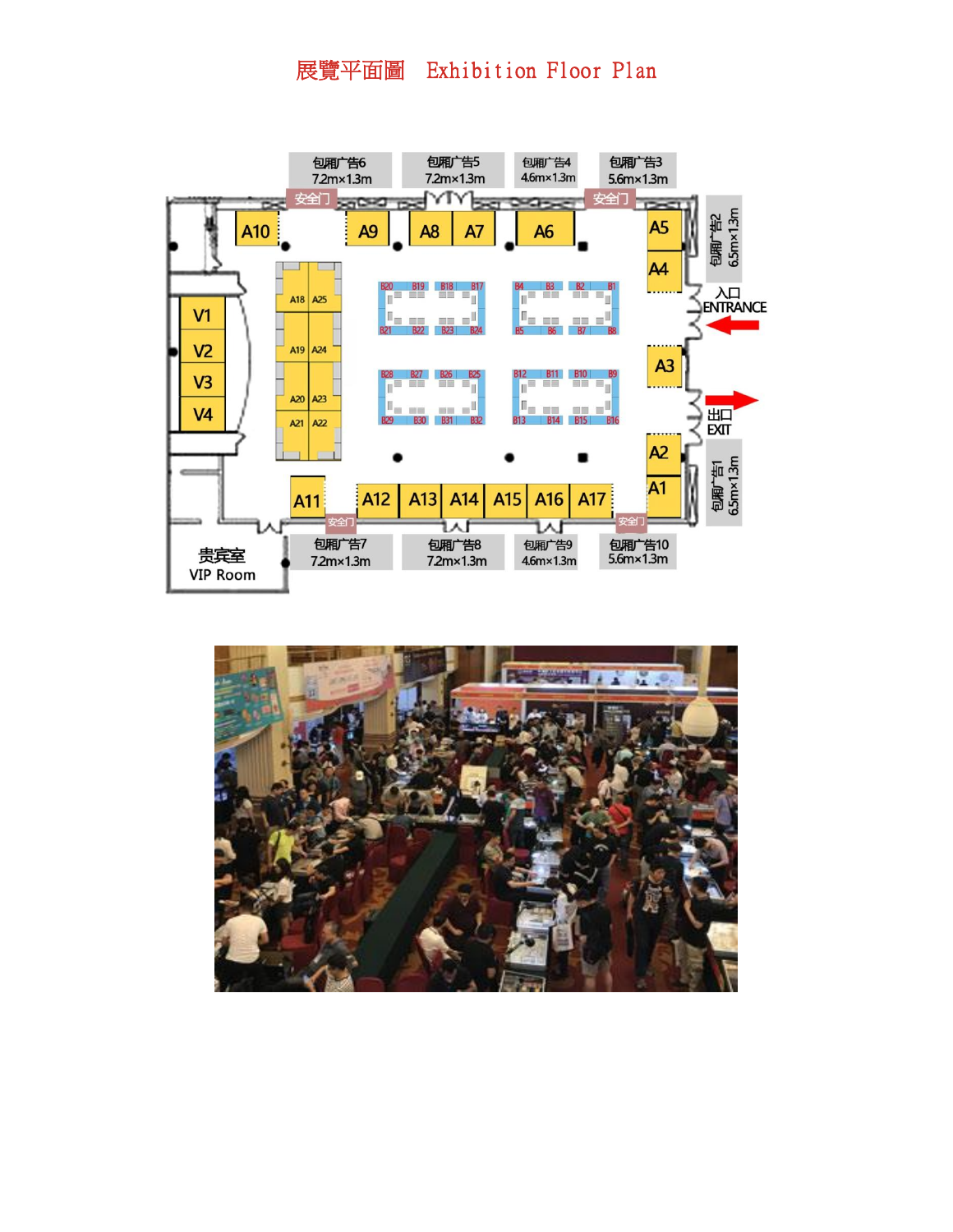# 展覽平面圖　Exhibition Floor Plan

包厢广告6
7.2m×1.3m

包厢广告5
7.2m×1.3m

包厢广告4
4.6m×1.3m

包厢广告3
5.6m×1.3m

安全门

安全门

A10 A9 A8 A7 A6 A5 A4

包厢广告2
6.5m×1.3m

入口
ENTRANCE

V1 V2 V3 V4

A18 A25 A19 A24 A20 A23 A21 A22

B20 B19 B18 B17 B21 B22 B23 B24

B4 B3 B2 B1 B5 B6 B7 B8

B28 B27 B26 B25 B29 B30 B31 B32

B12 B11 B10 B9 B13 B14 B15 B16

A3

出口
EXIT

A2 A1

包厢广告1
6.5m×1.3m

A11 A12 A13 A14 A15 A16 A17

安全门

安全门

贵宾室
VIP Room

包厢广告7
7.2m×1.3m

包厢广告8
7.2m×1.3m

包厢广告9
4.6m×1.3m

包厢广告10
5.6m×1.3m